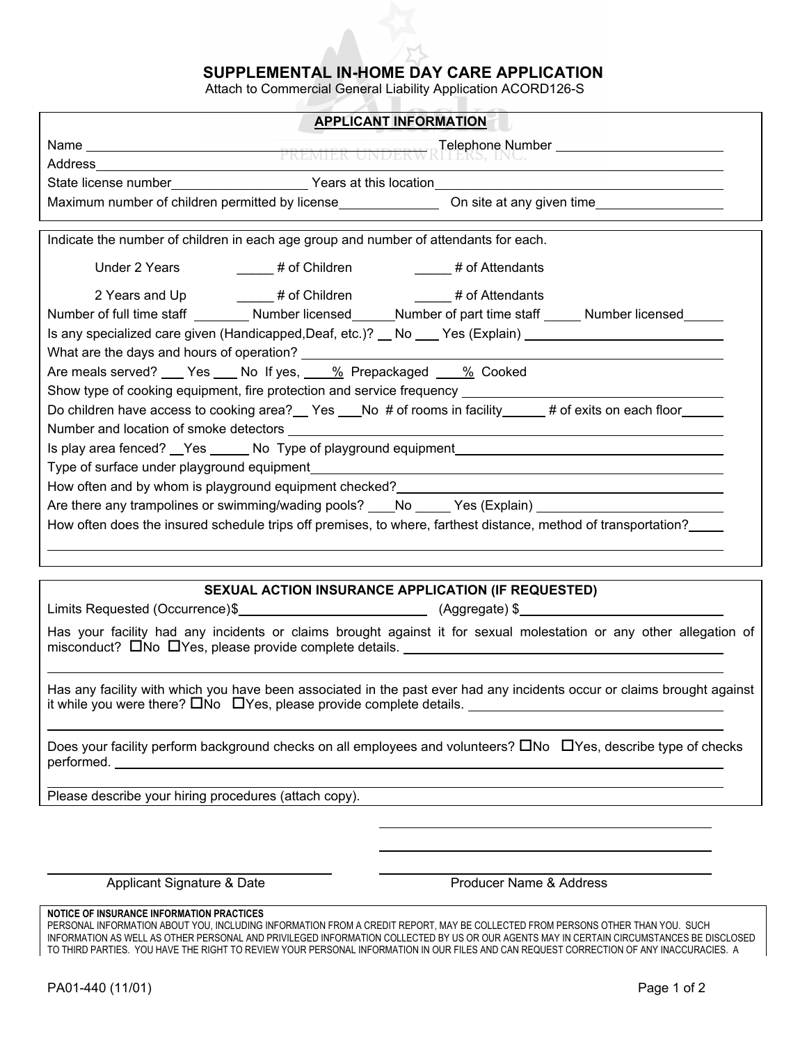# SUPPLEMENTAL IN-HOME DAY CARE APPLICATION

Attach to Commercial General Liability Application ACORD126-S

## APPLICANT INFORMATION

Name ______________________________ Telephone Number ______________________

Address ____________________________________________________________

State license number __________________ Years at this location ______________________

Maximum number of children permitted by license _____________ On site at any given time _________________

Indicate the number of children in each age group and number of attendants for each.

Under 2 Years _____ # of Children _____ # of Attendants

2 Years and Up _____ # of Children _____ # of Attendants

Number of full time staff ________ Number licensed ______ Number of part time staff _____ Number licensed ______

Is any specialized care given (Handicapped,Deaf, etc.)? __ No ___ Yes (Explain) ____________________

What are the days and hours of operation? ____________________________________________

Are meals served? ___ Yes ___ No If yes, ___% Prepackaged ___% Cooked

Show type of cooking equipment, fire protection and service frequency ______________________

Do children have access to cooking area? __ Yes ___No # of rooms in facility ______ # of exits on each floor ______

Number and location of smoke detectors ____________________________________________

Is play area fenced? __Yes _____ No Type of playground equipment ______________________

Type of surface under playground equipment __________________________________________

How often and by whom is playground equipment checked? ______________________________

Are there any trampolines or swimming/wading pools? ____No _____ Yes (Explain) ____________________

How often does the insured schedule trips off premises, to where, farthest distance, method of transportation? _____

____________________________________________________________

## SEXUAL ACTION INSURANCE APPLICATION (IF REQUESTED)

Limits Requested (Occurrence)$ ______________________ (Aggregate) $ ______________________

Has your facility had any incidents or claims brought against it for sexual molestation or any other allegation of misconduct? ☐No ☐Yes, please provide complete details. ______________________________

____________________________________________________________

Has any facility with which you have been associated in the past ever had any incidents occur or claims brought against it while you were there? ☐No ☐Yes, please provide complete details. ______________________________

____________________________________________________________

Does your facility perform background checks on all employees and volunteers? ☐No ☐Yes, describe type of checks performed. ____________________________________________

____________________________________________________________

Please describe your hiring procedures (attach copy).

____________________________ ____________________________

Applicant Signature & Date Producer Name & Address

**NOTICE OF INSURANCE INFORMATION PRACTICES**

PERSONAL INFORMATION ABOUT YOU, INCLUDING INFORMATION FROM A CREDIT REPORT, MAY BE COLLECTED FROM PERSONS OTHER THAN YOU. SUCH INFORMATION AS WELL AS OTHER PERSONAL AND PRIVILEGED INFORMATION COLLECTED BY US OR OUR AGENTS MAY IN CERTAIN CIRCUMSTANCES BE DISCLOSED TO THIRD PARTIES. YOU HAVE THE RIGHT TO REVIEW YOUR PERSONAL INFORMATION IN OUR FILES AND CAN REQUEST CORRECTION OF ANY INACCURACIES. A

PA01-440 (11/01)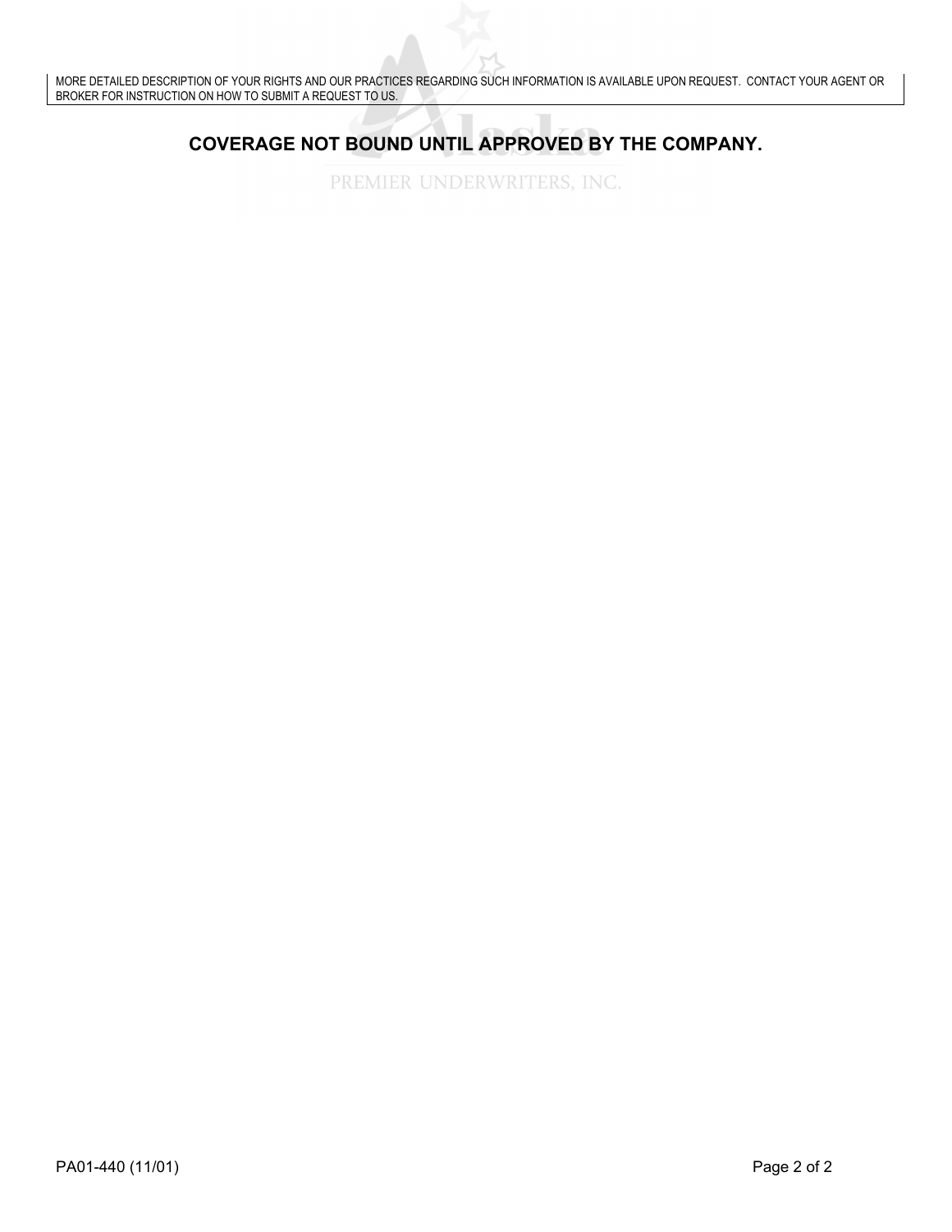MORE DETAILED DESCRIPTION OF YOUR RIGHTS AND OUR PRACTICES REGARDING SUCH INFORMATION IS AVAILABLE UPON REQUEST. CONTACT YOUR AGENT OR BROKER FOR INSTRUCTION ON HOW TO SUBMIT A REQUEST TO US.

**COVERAGE NOT BOUND UNTIL APPROVED BY THE COMPANY.**

PA01-440 (11/01)